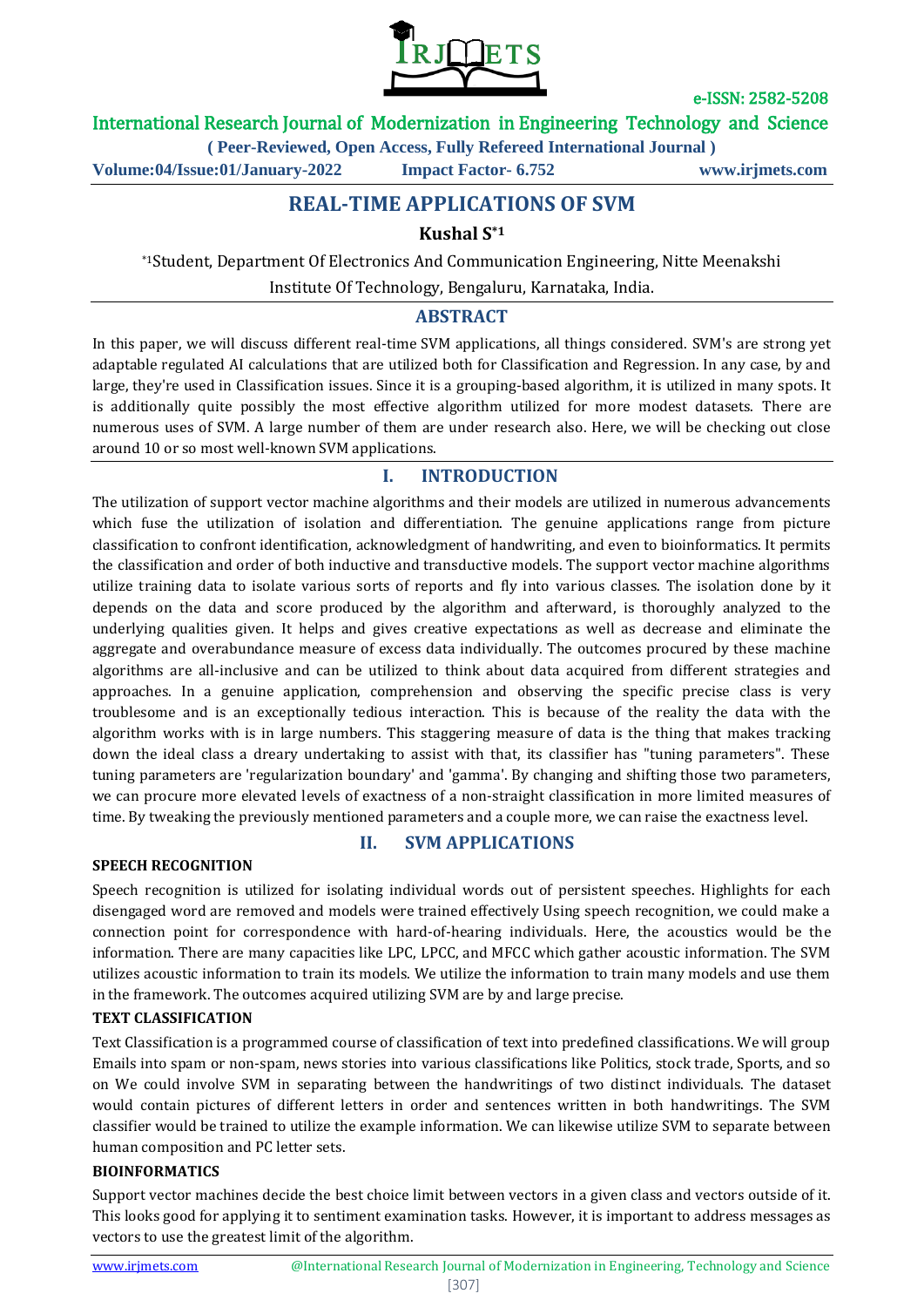# REAL-TIME APPLICATIONS OF SVM

**Kushal S*[1]**

*[1]Student, Department Of Electronics And Communication Engineering, Nitte Meenakshi Institute Of Technology, Bengaluru, Karnataka, India.

## ABSTRACT

In this paper, we will discuss different real-time SVM applications, all things considered. SVM's are strong yet adaptable regulated AI calculations that are utilized both for Classification and Regression. In any case, by and large, they're used in Classification issues. Since it is a grouping-based algorithm, it is utilized in many spots. It is additionally quite possibly the most effective algorithm utilized for more modest datasets. There are numerous uses of SVM. A large number of them are under research also. Here, we will be checking out close around 10 or so most well-known SVM applications.

## I. INTRODUCTION

The utilization of support vector machine algorithms and their models are utilized in numerous advancements which fuse the utilization of isolation and differentiation. The genuine applications range from picture classification to confront identification, acknowledgment of handwriting, and even to bioinformatics. It permits the classification and order of both inductive and transductive models. The support vector machine algorithms utilize training data to isolate various sorts of reports and fly into various classes. The isolation done by it depends on the data and score produced by the algorithm and afterward, is thoroughly analyzed to the underlying qualities given. It helps and gives creative expectations as well as decrease and eliminate the aggregate and overabundance measure of excess data individually. The outcomes procured by these machine algorithms are all-inclusive and can be utilized to think about data acquired from different strategies and approaches. In a genuine application, comprehension and observing the specific precise class is very troublesome and is an exceptionally tedious interaction. This is because of the reality the data with the algorithm works with is in large numbers. This staggering measure of data is the thing that makes tracking down the ideal class a dreary undertaking to assist with that, its classifier has "tuning parameters". These tuning parameters are 'regularization boundary' and 'gamma'. By changing and shifting those two parameters, we can procure more elevated levels of exactness of a non-straight classification in more limited measures of time. By tweaking the previously mentioned parameters and a couple more, we can raise the exactness level.

## II. SVM APPLICATIONS

### SPEECH RECOGNITION

Speech recognition is utilized for isolating individual words out of persistent speeches. Highlights for each disengaged word are removed and models were trained effectively Using speech recognition, we could make a connection point for correspondence with hard-of-hearing individuals. Here, the acoustics would be the information. There are many capacities like LPC, LPCC, and MFCC which gather acoustic information. The SVM utilizes acoustic information to train its models. We utilize the information to train many models and use them in the framework. The outcomes acquired utilizing SVM are by and large precise.

### TEXT CLASSIFICATION

Text Classification is a programmed course of classification of text into predefined classifications. We will group Emails into spam or non-spam, news stories into various classifications like Politics, stock trade, Sports, and so on We could involve SVM in separating between the handwritings of two distinct individuals. The dataset would contain pictures of different letters in order and sentences written in both handwritings. The SVM classifier would be trained to utilize the example information. We can likewise utilize SVM to separate between human composition and PC letter sets.

### BIOINFORMATICS

Support vector machines decide the best choice limit between vectors in a given class and vectors outside of it. This looks good for applying it to sentiment examination tasks. However, it is important to address messages as vectors to use the greatest limit of the algorithm.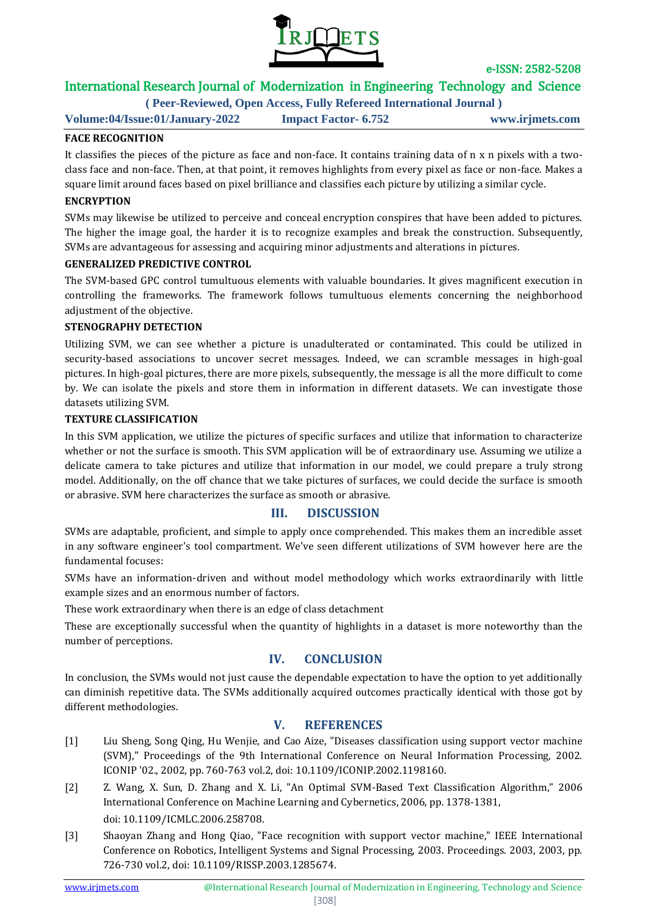### FACE RECOGNITION

It classifies the pieces of the picture as face and non-face. It contains training data of n x n pixels with a two-class face and non-face. Then, at that point, it removes highlights from every pixel as face or non-face. Makes a square limit around faces based on pixel brilliance and classifies each picture by utilizing a similar cycle.

### ENCRYPTION

SVMs may likewise be utilized to perceive and conceal encryption conspires that have been added to pictures. The higher the image goal, the harder it is to recognize examples and break the construction. Subsequently, SVMs are advantageous for assessing and acquiring minor adjustments and alterations in pictures.

### GENERALIZED PREDICTIVE CONTROL

The SVM-based GPC control tumultuous elements with valuable boundaries. It gives magnificent execution in controlling the frameworks. The framework follows tumultuous elements concerning the neighborhood adjustment of the objective.

### STENOGRAPHY DETECTION

Utilizing SVM, we can see whether a picture is unadulterated or contaminated. This could be utilized in security-based associations to uncover secret messages. Indeed, we can scramble messages in high-goal pictures. In high-goal pictures, there are more pixels, subsequently, the message is all the more difficult to come by. We can isolate the pixels and store them in information in different datasets. We can investigate those datasets utilizing SVM.

### TEXTURE CLASSIFICATION

In this SVM application, we utilize the pictures of specific surfaces and utilize that information to characterize whether or not the surface is smooth. This SVM application will be of extraordinary use. Assuming we utilize a delicate camera to take pictures and utilize that information in our model, we could prepare a truly strong model. Additionally, on the off chance that we take pictures of surfaces, we could decide the surface is smooth or abrasive. SVM here characterizes the surface as smooth or abrasive.

## III. DISCUSSION

SVMs are adaptable, proficient, and simple to apply once comprehended. This makes them an incredible asset in any software engineer's tool compartment. We've seen different utilizations of SVM however here are the fundamental focuses:

SVMs have an information-driven and without model methodology which works extraordinarily with little example sizes and an enormous number of factors.

These work extraordinary when there is an edge of class detachment

These are exceptionally successful when the quantity of highlights in a dataset is more noteworthy than the number of perceptions.

## IV. CONCLUSION

In conclusion, the SVMs would not just cause the dependable expectation to have the option to yet additionally can diminish repetitive data. The SVMs additionally acquired outcomes practically identical with those got by different methodologies.

## V. REFERENCES

[1] Liu Sheng, Song Qing, Hu Wenjie, and Cao Aize, "Diseases classification using support vector machine (SVM)," Proceedings of the 9th International Conference on Neural Information Processing, 2002. ICONIP '02., 2002, pp. 760-763 vol.2, doi: 10.1109/ICONIP.2002.1198160.

[2] Z. Wang, X. Sun, D. Zhang and X. Li, "An Optimal SVM-Based Text Classification Algorithm," 2006 International Conference on Machine Learning and Cybernetics, 2006, pp. 1378-1381, doi: 10.1109/ICMLC.2006.258708.

[3] Shaoyan Zhang and Hong Qiao, "Face recognition with support vector machine," IEEE International Conference on Robotics, Intelligent Systems and Signal Processing, 2003. Proceedings. 2003, 2003, pp. 726-730 vol.2, doi: 10.1109/RISSP.2003.1285674.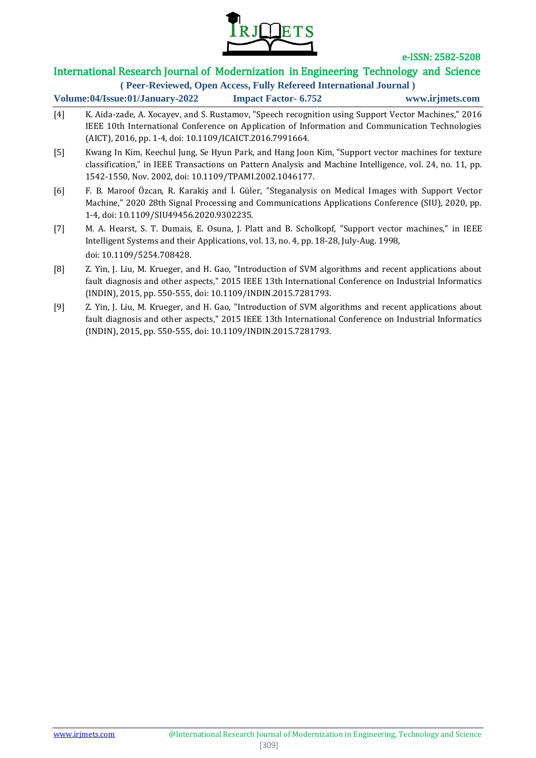[4] K. Aida-zade, A. Xocayev, and S. Rustamov, "Speech recognition using Support Vector Machines," 2016 IEEE 10th International Conference on Application of Information and Communication Technologies (AICT), 2016, pp. 1-4, doi: 10.1109/ICAICT.2016.7991664.

[5] Kwang In Kim, Keechul Jung, Se Hyun Park, and Hang Joon Kim, "Support vector machines for texture classification," in IEEE Transactions on Pattern Analysis and Machine Intelligence, vol. 24, no. 11, pp. 1542-1550, Nov. 2002, doi: 10.1109/TPAMI.2002.1046177.

[6] F. B. Maroof Özcan, R. Karakiş and İ. Güler, "Steganalysis on Medical Images with Support Vector Machine," 2020 28th Signal Processing and Communications Applications Conference (SIU), 2020, pp. 1-4, doi: 10.1109/SIU49456.2020.9302235.

[7] M. A. Hearst, S. T. Dumais, E. Osuna, J. Platt and B. Scholkopf, "Support vector machines," in IEEE Intelligent Systems and their Applications, vol. 13, no. 4, pp. 18-28, July-Aug. 1998, doi: 10.1109/5254.708428.

[8] Z. Yin, J. Liu, M. Krueger, and H. Gao, "Introduction of SVM algorithms and recent applications about fault diagnosis and other aspects," 2015 IEEE 13th International Conference on Industrial Informatics (INDIN), 2015, pp. 550-555, doi: 10.1109/INDIN.2015.7281793.

[9] Z. Yin, J. Liu, M. Krueger, and H. Gao, "Introduction of SVM algorithms and recent applications about fault diagnosis and other aspects," 2015 IEEE 13th International Conference on Industrial Informatics (INDIN), 2015, pp. 550-555, doi: 10.1109/INDIN.2015.7281793.